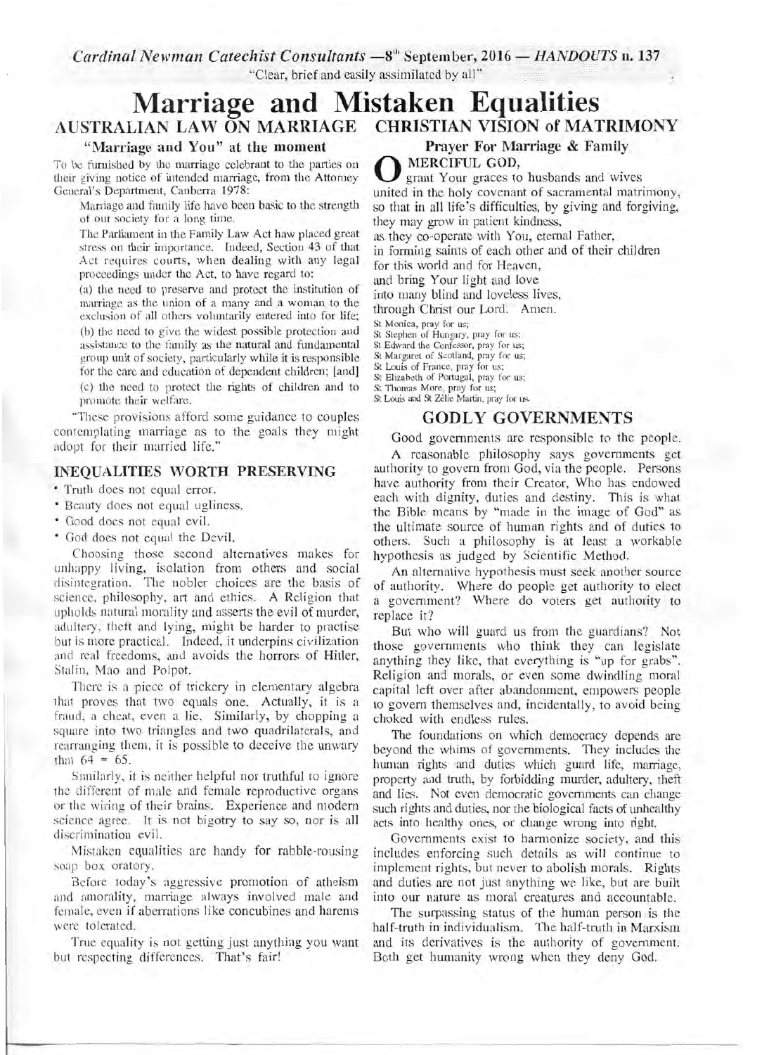*Cardinal Newman Catechist Consultants* —8th September, 2016 — *HANDOUTS* n. 137

"Clear, brief and easily assimilated by all"

# Marriage and Mistaken Equalities

## AUSTRALIAN LAW ON MARRIAGE

### "Marriage and You" at the moment

To be furnished by the marriage celebrant to the parties on their giving notice of intended marriage, from the Attorney General's Department, Canberra 1978:

> Marriage and family life have been basic to the strength of our society for a long time.
>
> The Parliament in the Family Law Act haw placed great stress on their importance. Indeed, Section 43 of that Act requires courts, when dealing with any legal proceedings under the Act, to have regard to:
>
> (a) the need to preserve and protect the institution of marriage as the union of a many and a woman to the exclusion of all others voluntarily entered into for life;
>
> (b) the need to give the widest possible protection and assistance to the family as the natural and fundamental group unit of society, particularly while it is responsible for the care and education of dependent children; [and]
>
> (c) the need to protect the rights of children and to promote their welfare.

"These provisions afford some guidance to couples contemplating marriage as to the goals they might adopt for their married life."

### INEQUALITIES WORTH PRESERVING

- Truth does not equal error.
- Beauty does not equal ugliness.
- Good does not equal evil.
- God does not equal the Devil.

Choosing those second alternatives makes for unhappy living, isolation from others and social disintegration. The nobler choices are the basis of science, philosophy, art and ethics. A Religion that upholds natural morality and asserts the evil of murder, adultery, theft and lying, might be harder to practise but is more practical. Indeed, it underpins civilization and real freedoms, and avoids the horrors of Hitler, Stalin, Mao and Polpot.

There is a piece of trickery in elementary algebra that proves that two equals one. Actually, it is a fraud, a cheat, even a lie. Similarly, by chopping a square into two triangles and two quadrilaterals, and rearranging them, it is possible to deceive the unwary that $64 = 65$.

Similarly, it is neither helpful nor truthful to ignore the different of male and female reproductive organs or the wiring of their brains. Experience and modern science agree. It is not bigotry to say so, nor is all discrimination evil.

Mistaken equalities are handy for rabble-rousing soap box oratory.

Before today's aggressive promotion of atheism and amorality, marriage always involved male and female, even if aberrations like concubines and harems were tolerated.

True equality is not getting just anything you want but respecting differences. That's fair!

## CHRISTIAN VISION of MATRIMONY

### Prayer For Marriage & Family

O MERCIFUL GOD,
grant Your graces to husbands and wives
united in the holy covenant of sacramental matrimony,
so that in all life's difficulties, by giving and forgiving,
they may grow in patient kindness,
as they co-operate with You, eternal Father,
in forming saints of each other and of their children
for this world and for Heaven,
and bring Your light and love
into many blind and loveless lives,
through Christ our Lord. Amen.

St Monica, pray for us;
St Stephen of Hungary, pray for us;
St Edward the Confessor, pray for us;
St Margaret of Scotland, pray for us;
St Louis of France, pray for us;
St Elizabeth of Portugal, pray for us;
St Thomas More, pray for us;
St Louis and St Zélie Martin, pray for us.

### GODLY GOVERNMENTS

Good governments are responsible to the people.

A reasonable philosophy says governments get authority to govern from God, via the people. Persons have authority from their Creator, Who has endowed each with dignity, duties and destiny. This is what the Bible means by "made in the image of God" as the ultimate source of human rights and of duties to others. Such a philosophy is at least a workable hypothesis as judged by Scientific Method.

An alternative hypothesis must seek another source of authority. Where do people get authority to elect a government? Where do voters get authority to replace it?

But who will guard us from the guardians? Not those governments who think they can legislate anything they like, that everything is "up for grabs". Religion and morals, or even some dwindling moral capital left over after abandonment, empowers people to govern themselves and, incidentally, to avoid being choked with endless rules.

The foundations on which democracy depends are beyond the whims of governments. They includes the human rights and duties which guard life, marriage, property and truth, by forbidding murder, adultery, theft and lies. Not even democratic governments can change such rights and duties, nor the biological facts of unhealthy acts into healthy ones, or change wrong into right.

Governments exist to harmonize society, and this includes enforcing such details as will continue to implement rights, but never to abolish morals. Rights and duties are not just anything we like, but are built into our nature as moral creatures and accountable.

The surpassing status of the human person is the half-truth in individualism. The half-truth in Marxism and its derivatives is the authority of government. Both get humanity wrong when they deny God.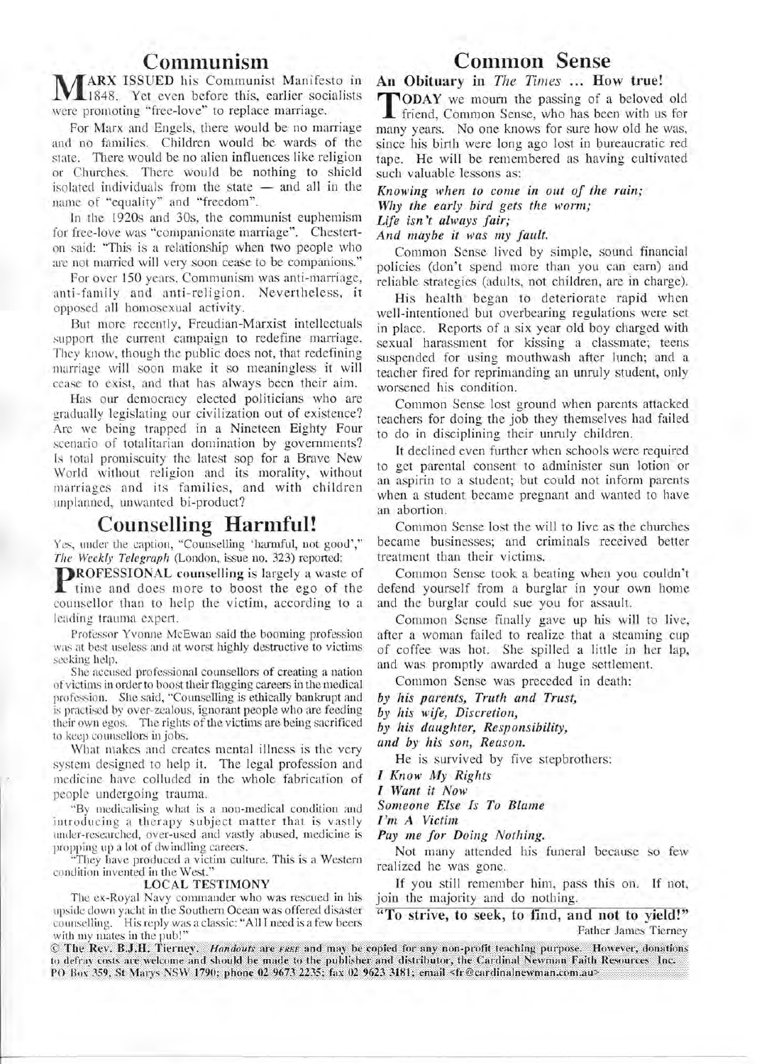## Communism

**MARX ISSUED** his Communist Manifesto in 1848. Yet even before this, earlier socialists were promoting "free-love" to replace marriage.

For Marx and Engels, there would be no marriage and no families. Children would be wards of the state. There would be no alien influences like religion or Churches. There would be nothing to shield isolated individuals from the state — and all in the name of "equality" and "freedom".

In the 1920s and 30s, the communist euphemism for free-love was "companionate marriage". Chesterton said: "This is a relationship when two people who are not married will very soon cease to be companions."

For over 150 years, Communism was anti-marriage, anti-family and anti-religion. Nevertheless, it opposed all homosexual activity.

But more recently, Freudian-Marxist intellectuals support the current campaign to redefine marriage. They know, though the public does not, that redefining marriage will soon make it so meaningless it will cease to exist, and that has always been their aim.

Has our democracy elected politicians who are gradually legislating our civilization out of existence? Are we being trapped in a Nineteen Eighty Four scenario of totalitarian domination by governments? Is total promiscuity the latest sop for a Brave New World without religion and its morality, without marriages and its families, and with children unplanned, unwanted bi-product?

## Counselling Harmful!

Yes, under the caption, "Counselling 'harmful, not good'," *The Weekly Telegraph* (London, issue no. 323) reported:

**PROFESSIONAL** counselling is largely a waste of time and does more to boost the ego of the counsellor than to help the victim, according to a leading trauma expert.

Professor Yvonne McEwan said the booming profession was at best useless and at worst highly destructive to victims seeking help.

She accused professional counsellors of creating a nation of victims in order to boost their flagging careers in the medical profession. She said, "Counselling is ethically bankrupt and is practised by over-zealous, ignorant people who are feeding their own egos. The rights of the victims are being sacrificed to keep counsellors in jobs.

What makes and creates mental illness is the very system designed to help it. The legal profession and medicine have colluded in the whole fabrication of people undergoing trauma.

"By medicalising what is a non-medical condition and introducing a therapy subject matter that is vastly under-researched, over-used and vastly abused, medicine is propping up a lot of dwindling careers.

"They have produced a victim culture. This is a Western condition invented in the West."

**LOCAL TESTIMONY**

The ex-Royal Navy commander who was rescued in his upside down yacht in the Southern Ocean was offered disaster counselling. His reply was a classic: "All I need is a few beers with my mates in the pub!"

## Common Sense

**An Obituary in *The Times* ... How true!**

**TODAY** we mourn the passing of a beloved old friend, Common Sense, who has been with us for many years. No one knows for sure how old he was, since his birth were long ago lost in bureaucratic red tape. He will be remembered as having cultivated such valuable lessons as:

***Knowing when to come in out of the rain;***
***Why the early bird gets the worm;***
***Life isn't always fair;***
***And maybe it was my fault.***

Common Sense lived by simple, sound financial policies (don't spend more than you can earn) and reliable strategies (adults, not children, are in charge).

His health began to deteriorate rapid when well-intentioned but overbearing regulations were set in place. Reports of a six year old boy charged with sexual harassment for kissing a classmate; teens suspended for using mouthwash after lunch; and a teacher fired for reprimanding an unruly student, only worsened his condition.

Common Sense lost ground when parents attacked teachers for doing the job they themselves had failed to do in disciplining their unruly children.

It declined even further when schools were required to get parental consent to administer sun lotion or an aspirin to a student; but could not inform parents when a student became pregnant and wanted to have an abortion.

Common Sense lost the will to live as the churches became businesses; and criminals received better treatment than their victims.

Common Sense took a beating when you couldn't defend yourself from a burglar in your own home and the burglar could sue you for assault.

Common Sense finally gave up his will to live, after a woman failed to realize that a steaming cup of coffee was hot. She spilled a little in her lap, and was promptly awarded a huge settlement.

Common Sense was preceded in death:

***by his parents, Truth and Trust,***
***by his wife, Discretion,***
***by his daughter, Responsibility,***
***and by his son, Reason.***

He is survived by five stepbrothers:

***I Know My Rights***
***I Want it Now***
***Someone Else Is To Blame***
***I'm A Victim***
***Pay me for Doing Nothing.***

Not many attended his funeral because so few realized he was gone.

If you still remember him, pass this on. If not, join the majority and do nothing.

**"To strive, to seek, to find, and not to yield!"**

Father James Tierney

© The Rev. B.J.H. Tierney. *Handouts* are FREE and may be copied for any non-profit teaching purpose. However, donations to defray costs are welcome and should be made to the publisher and distributor, the Cardinal Newman Faith Resources Inc. PO Box 359, St Marys NSW 1790; phone 02 9673 2235; fax 02 9623 3181; email <fr@cardinalnewman.com.au>